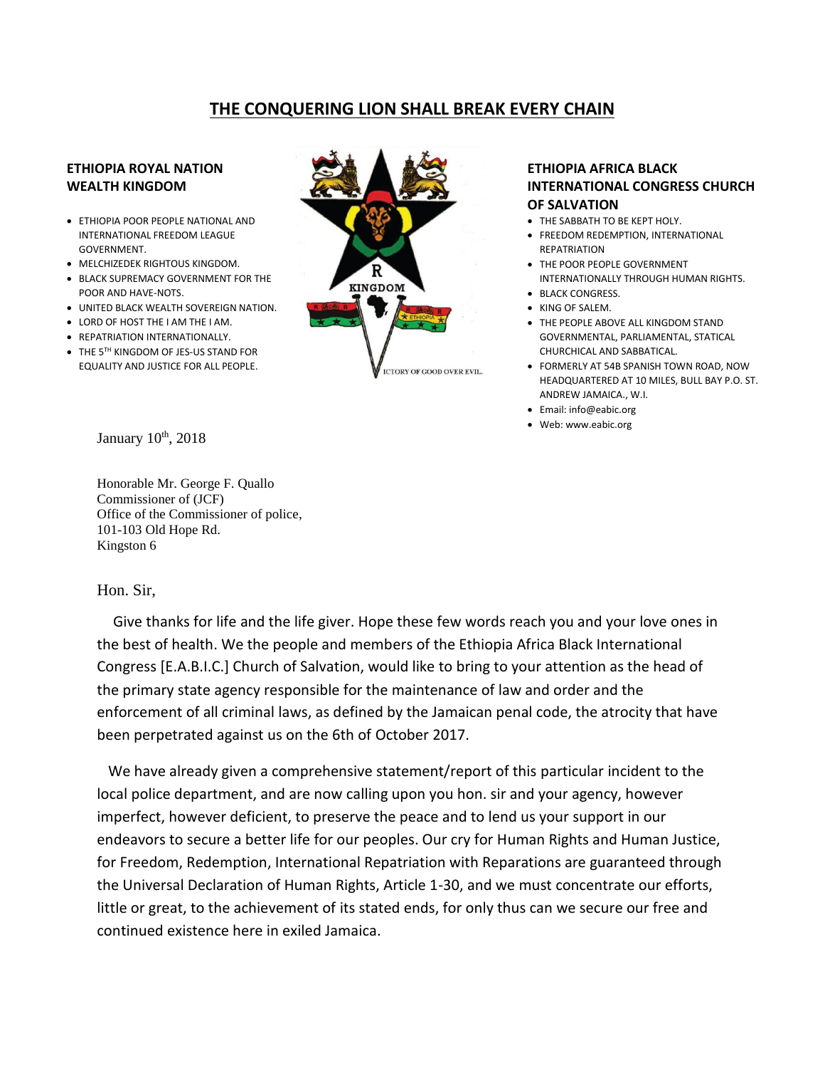# THE CONQUERING LION SHALL BREAK EVERY CHAIN

**ETHIOPIA ROYAL NATION WEALTH KINGDOM**

- ETHIOPIA POOR PEOPLE NATIONAL AND INTERNATIONAL FREEDOM LEAGUE GOVERNMENT.
- MELCHIZEDEK RIGHTOUS KINGDOM.
- BLACK SUPREMACY GOVERNMENT FOR THE POOR AND HAVE-NOTS.
- UNITED BLACK WEALTH SOVEREIGN NATION.
- LORD OF HOST THE I AM THE I AM.
- REPATRIATION INTERNATIONALLY.
- THE 5TH KINGDOM OF JES-US STAND FOR EQUALITY AND JUSTICE FOR ALL PEOPLE.

R KINGDOM

ICTORY OF GOOD OVER EVIL.

**ETHIOPIA AFRICA BLACK INTERNATIONAL CONGRESS CHURCH OF SALVATION**

- THE SABBATH TO BE KEPT HOLY.
- FREEDOM REDEMPTION, INTERNATIONAL REPATRIATION
- THE POOR PEOPLE GOVERNMENT INTERNATIONALLY THROUGH HUMAN RIGHTS.
- BLACK CONGRESS.
- KING OF SALEM.
- THE PEOPLE ABOVE ALL KINGDOM STAND GOVERNMENTAL, PARLIAMENTAL, STATICAL CHURCHICAL AND SABBATICAL.
- FORMERLY AT 54B SPANISH TOWN ROAD, NOW HEADQUARTERED AT 10 MILES, BULL BAY P.O. ST. ANDREW JAMAICA., W.I.
- Email: info@eabic.org
- Web: www.eabic.org

January 10th, 2018

Honorable Mr. George F. Quallo
Commissioner of (JCF)
Office of the Commissioner of police,
101-103 Old Hope Rd.
Kingston 6

Hon. Sir,

Give thanks for life and the life giver. Hope these few words reach you and your love ones in the best of health. We the people and members of the Ethiopia Africa Black International Congress [E.A.B.I.C.] Church of Salvation, would like to bring to your attention as the head of the primary state agency responsible for the maintenance of law and order and the enforcement of all criminal laws, as defined by the Jamaican penal code, the atrocity that have been perpetrated against us on the 6th of October 2017.

We have already given a comprehensive statement/report of this particular incident to the local police department, and are now calling upon you hon. sir and your agency, however imperfect, however deficient, to preserve the peace and to lend us your support in our endeavors to secure a better life for our peoples. Our cry for Human Rights and Human Justice, for Freedom, Redemption, International Repatriation with Reparations are guaranteed through the Universal Declaration of Human Rights, Article 1-30, and we must concentrate our efforts, little or great, to the achievement of its stated ends, for only thus can we secure our free and continued existence here in exiled Jamaica.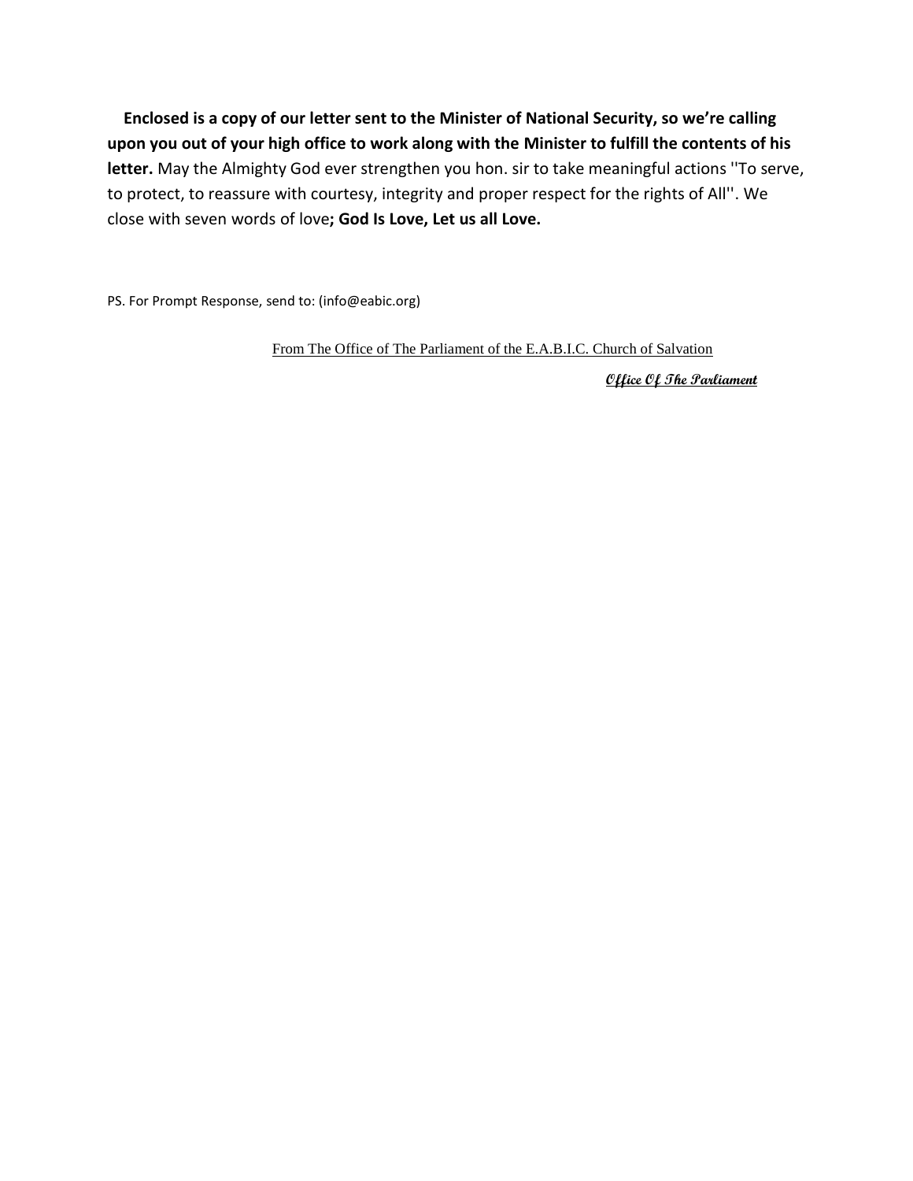**Enclosed is a copy of our letter sent to the Minister of National Security, so we're calling upon you out of your high office to work along with the Minister to fulfill the contents of his letter.** May the Almighty God ever strengthen you hon. sir to take meaningful actions ''To serve, to protect, to reassure with courtesy, integrity and proper respect for the rights of All''. We close with seven words of love**; God Is Love, Let us all Love.**

PS. For Prompt Response, send to: (info@eabic.org)

From The Office of The Parliament of the E.A.B.I.C. Church of Salvation

**Office Of The Parliament**